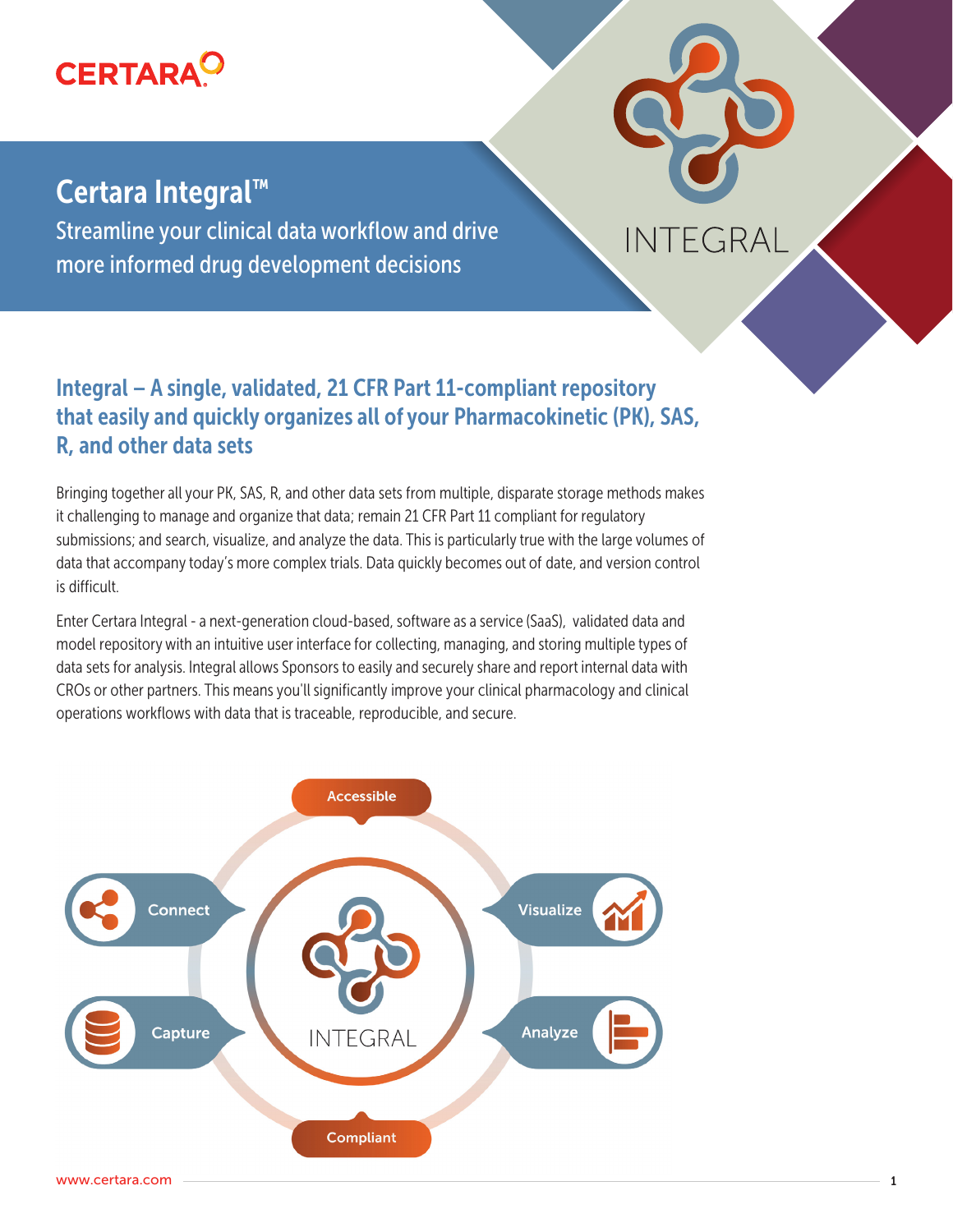# Certara Integral™

## Streamline your clinical data workflow and drive more informed drug development decisions

## Integral – A single, validated, 21 CFR Part 11-compliant repository that easily and quickly organizes all of your Pharmacokinetic (PK), SAS, R, and other data sets

Bringing together all your PK, SAS, R, and other data sets from multiple, disparate storage methods makes it challenging to manage and organize that data; remain 21 CFR Part 11 compliant for regulatory submissions; and search, visualize, and analyze the data. This is particularly true with the large volumes of data that accompany today's more complex trials. Data quickly becomes out of date, and version control is difficult.

Enter Certara Integral - a next-generation cloud-based, software as a service (SaaS), validated data and model repository with an intuitive user interface for collecting, managing, and storing multiple types of data sets for analysis. Integral allows Sponsors to easily and securely share and report internal data with CROs or other partners. This means you'll significantly improve your clinical pharmacology and clinical operations workflows with data that is traceable, reproducible, and secure.

Accessible

Connect

Visualize

Capture

Analyze

INTEGRAL

Compliant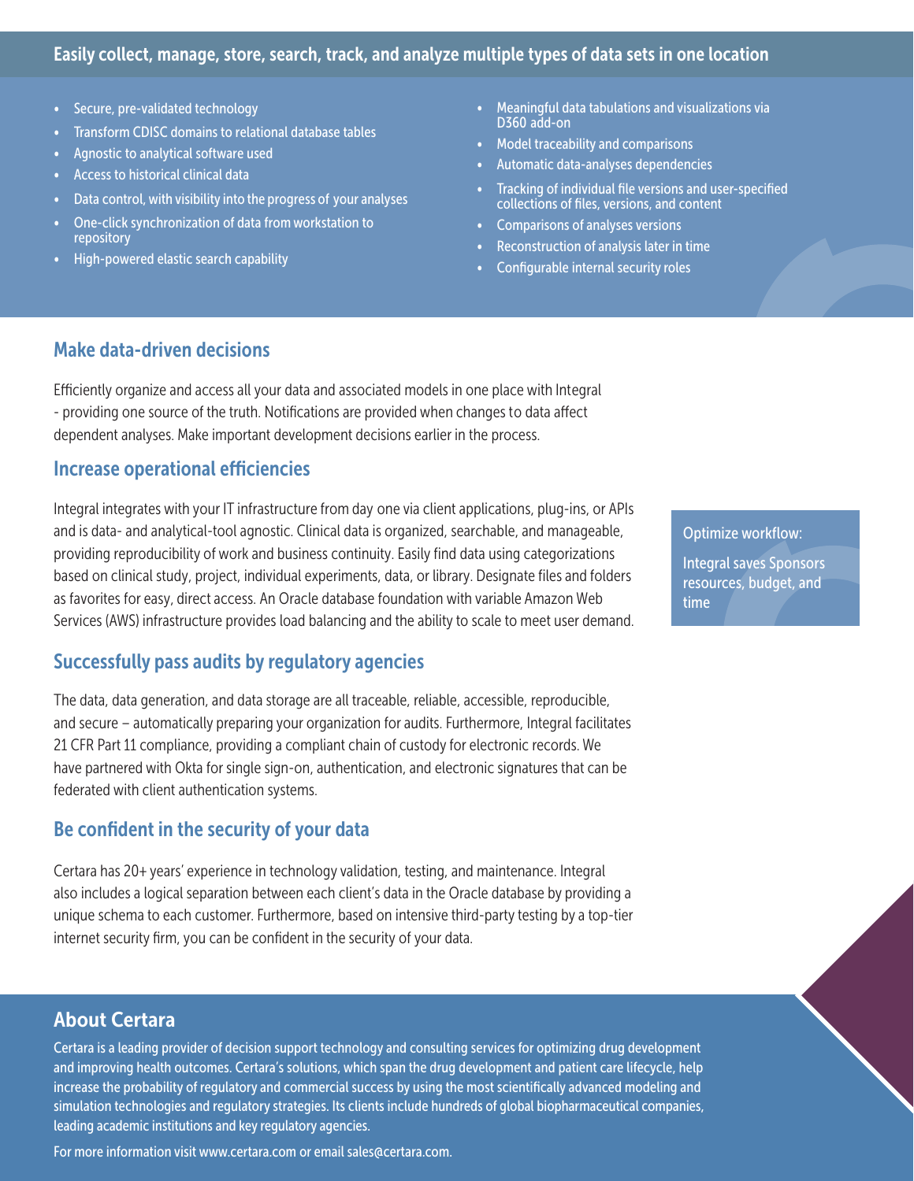## Easily collect, manage, store, search, track, and analyze multiple types of data sets in one location

- Secure, pre-validated technology
- Transform CDISC domains to relational database tables
- Agnostic to analytical software used
- Access to historical clinical data
- Data control, with visibility into the progress of your analyses
- One-click synchronization of data from workstation to repository
- High-powered elastic search capability
- Meaningful data tabulations and visualizations via D360 add-on
- Model traceability and comparisons
- Automatic data-analyses dependencies
- Tracking of individual file versions and user-specified collections of files, versions, and content
- Comparisons of analyses versions
- Reconstruction of analysis later in time
- Configurable internal security roles

## Make data-driven decisions

Efficiently organize and access all your data and associated models in one place with Integral - providing one source of the truth. Notifications are provided when changes to data affect dependent analyses. Make important development decisions earlier in the process.

## Increase operational efficiencies

Integral integrates with your IT infrastructure from day one via client applications, plug-ins, or APIs and is data- and analytical-tool agnostic. Clinical data is organized, searchable, and manageable, providing reproducibility of work and business continuity. Easily find data using categorizations based on clinical study, project, individual experiments, data, or library. Designate files and folders as favorites for easy, direct access. An Oracle database foundation with variable Amazon Web Services (AWS) infrastructure provides load balancing and the ability to scale to meet user demand.

Optimize workflow:

Integral saves Sponsors resources, budget, and time

## Successfully pass audits by regulatory agencies

The data, data generation, and data storage are all traceable, reliable, accessible, reproducible, and secure – automatically preparing your organization for audits. Furthermore, Integral facilitates 21 CFR Part 11 compliance, providing a compliant chain of custody for electronic records. We have partnered with Okta for single sign-on, authentication, and electronic signatures that can be federated with client authentication systems.

## Be confident in the security of your data

Certara has 20+ years' experience in technology validation, testing, and maintenance. Integral also includes a logical separation between each client's data in the Oracle database by providing a unique schema to each customer. Furthermore, based on intensive third-party testing by a top-tier internet security firm, you can be confident in the security of your data.

## About Certara

Certara is a leading provider of decision support technology and consulting services for optimizing drug development and improving health outcomes. Certara's solutions, which span the drug development and patient care lifecycle, help increase the probability of regulatory and commercial success by using the most scientifically advanced modeling and simulation technologies and regulatory strategies. Its clients include hundreds of global biopharmaceutical companies, leading academic institutions and key regulatory agencies.

For more information visit www.certara.com or email sales@certara.com.